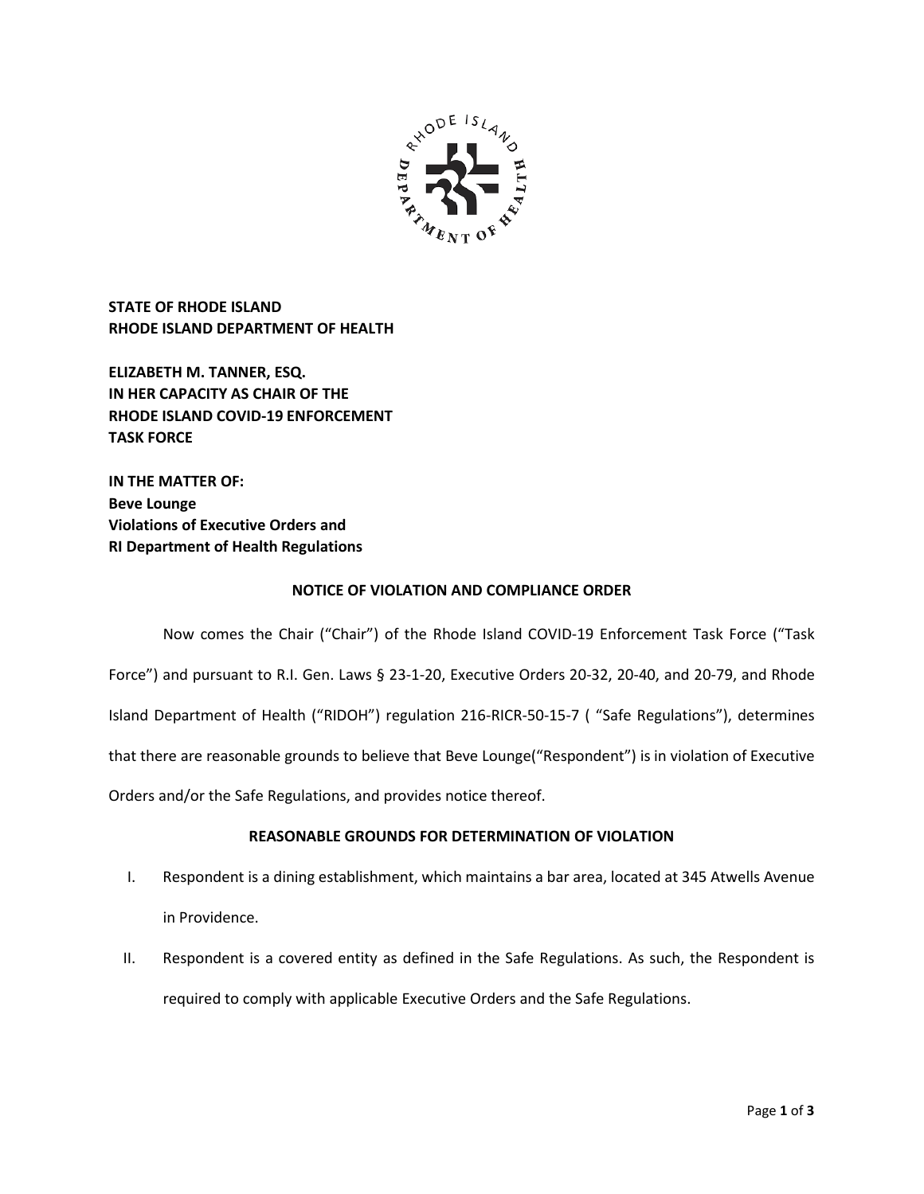**STATE OF RHODE ISLAND**
**RHODE ISLAND DEPARTMENT OF HEALTH**

**ELIZABETH M. TANNER, ESQ.**
**IN HER CAPACITY AS CHAIR OF THE**
**RHODE ISLAND COVID-19 ENFORCEMENT**
**TASK FORCE**

**IN THE MATTER OF:**
**Beve Lounge**
**Violations of Executive Orders and**
**RI Department of Health Regulations**

## NOTICE OF VIOLATION AND COMPLIANCE ORDER

Now comes the Chair ("Chair") of the Rhode Island COVID-19 Enforcement Task Force ("Task Force") and pursuant to R.I. Gen. Laws § 23-1-20, Executive Orders 20-32, 20-40, and 20-79, and Rhode Island Department of Health ("RIDOH") regulation 216-RICR-50-15-7 ( "Safe Regulations"), determines that there are reasonable grounds to believe that Beve Lounge("Respondent") is in violation of Executive Orders and/or the Safe Regulations, and provides notice thereof.

## REASONABLE GROUNDS FOR DETERMINATION OF VIOLATION

I. Respondent is a dining establishment, which maintains a bar area, located at 345 Atwells Avenue in Providence.

II. Respondent is a covered entity as defined in the Safe Regulations. As such, the Respondent is required to comply with applicable Executive Orders and the Safe Regulations.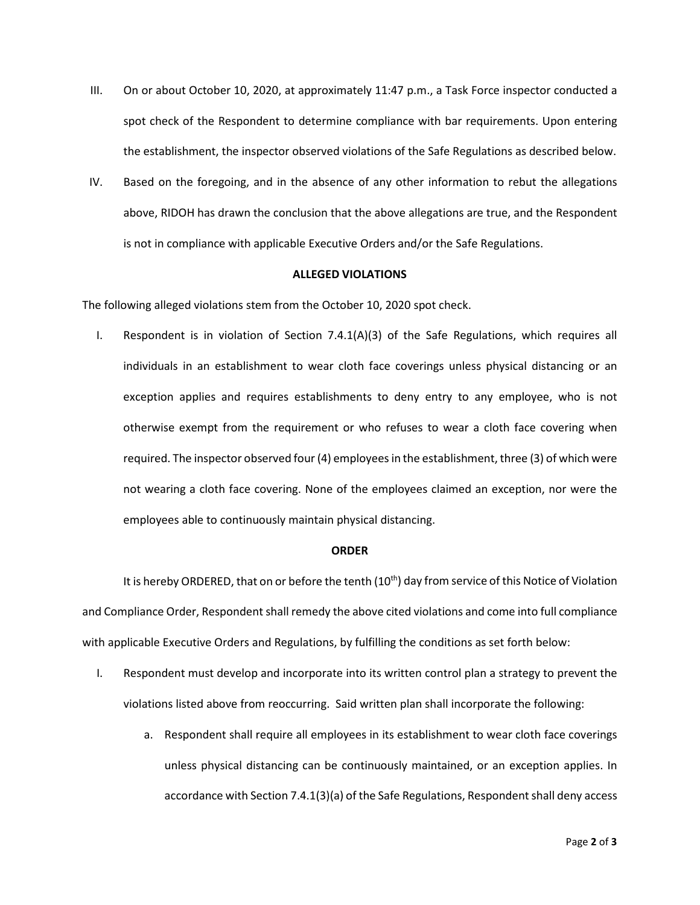III. On or about October 10, 2020, at approximately 11:47 p.m., a Task Force inspector conducted a spot check of the Respondent to determine compliance with bar requirements. Upon entering the establishment, the inspector observed violations of the Safe Regulations as described below.

IV. Based on the foregoing, and in the absence of any other information to rebut the allegations above, RIDOH has drawn the conclusion that the above allegations are true, and the Respondent is not in compliance with applicable Executive Orders and/or the Safe Regulations.

**ALLEGED VIOLATIONS**

The following alleged violations stem from the October 10, 2020 spot check.

I. Respondent is in violation of Section 7.4.1(A)(3) of the Safe Regulations, which requires all individuals in an establishment to wear cloth face coverings unless physical distancing or an exception applies and requires establishments to deny entry to any employee, who is not otherwise exempt from the requirement or who refuses to wear a cloth face covering when required. The inspector observed four (4) employees in the establishment, three (3) of which were not wearing a cloth face covering. None of the employees claimed an exception, nor were the employees able to continuously maintain physical distancing.

**ORDER**

It is hereby ORDERED, that on or before the tenth (10th) day from service of this Notice of Violation and Compliance Order, Respondent shall remedy the above cited violations and come into full compliance with applicable Executive Orders and Regulations, by fulfilling the conditions as set forth below:

I. Respondent must develop and incorporate into its written control plan a strategy to prevent the violations listed above from reoccurring. Said written plan shall incorporate the following:

   a. Respondent shall require all employees in its establishment to wear cloth face coverings unless physical distancing can be continuously maintained, or an exception applies. In accordance with Section 7.4.1(3)(a) of the Safe Regulations, Respondent shall deny access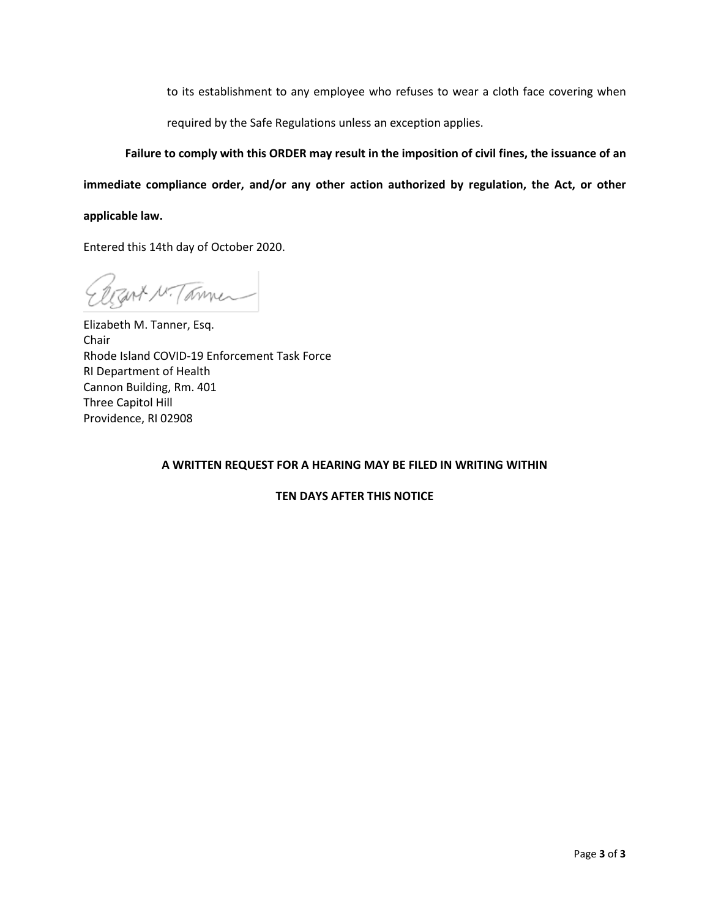to its establishment to any employee who refuses to wear a cloth face covering when required by the Safe Regulations unless an exception applies.

**Failure to comply with this ORDER may result in the imposition of civil fines, the issuance of an immediate compliance order, and/or any other action authorized by regulation, the Act, or other applicable law.**

Entered this 14th day of October 2020.

Elizabeth M. Tanner, Esq.
Chair
Rhode Island COVID-19 Enforcement Task Force
RI Department of Health
Cannon Building, Rm. 401
Three Capitol Hill
Providence, RI 02908

**A WRITTEN REQUEST FOR A HEARING MAY BE FILED IN WRITING WITHIN TEN DAYS AFTER THIS NOTICE**